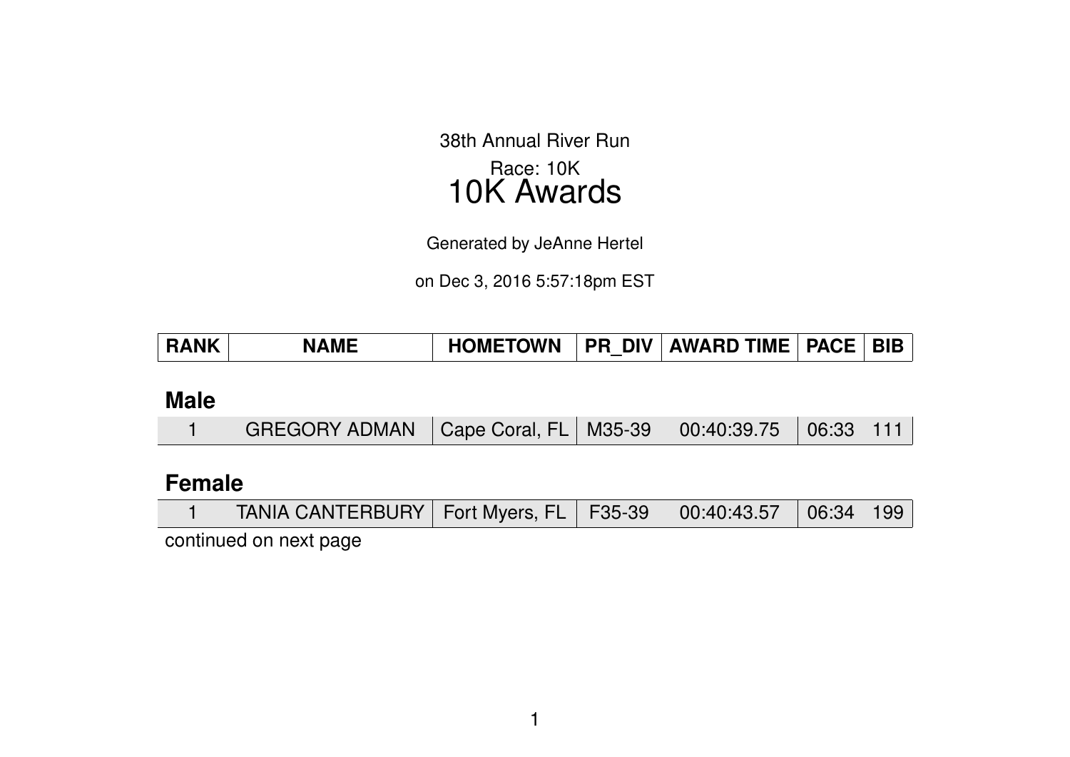38th Annual River Run

Race: 10K

# 10K Awards

Generated by JeAnne Hertel

on Dec 3, 2016 5:57:18pm EST

| RANK | NAME | HOMETOWN | PR_DIV | AWARD TIME | PACE | BIB |
|---|---|---|---|---|---|---|
| **Male** | | | | | | |
| 1 | GREGORY ADMAN | Cape Coral, FL | M35-39 | 00:40:39.75 | 06:33 | 111 |
| **Female** | | | | | | |
| 1 | TANIA CANTERBURY | Fort Myers, FL | F35-39 | 00:40:43.57 | 06:34 | 199 |

continued on next page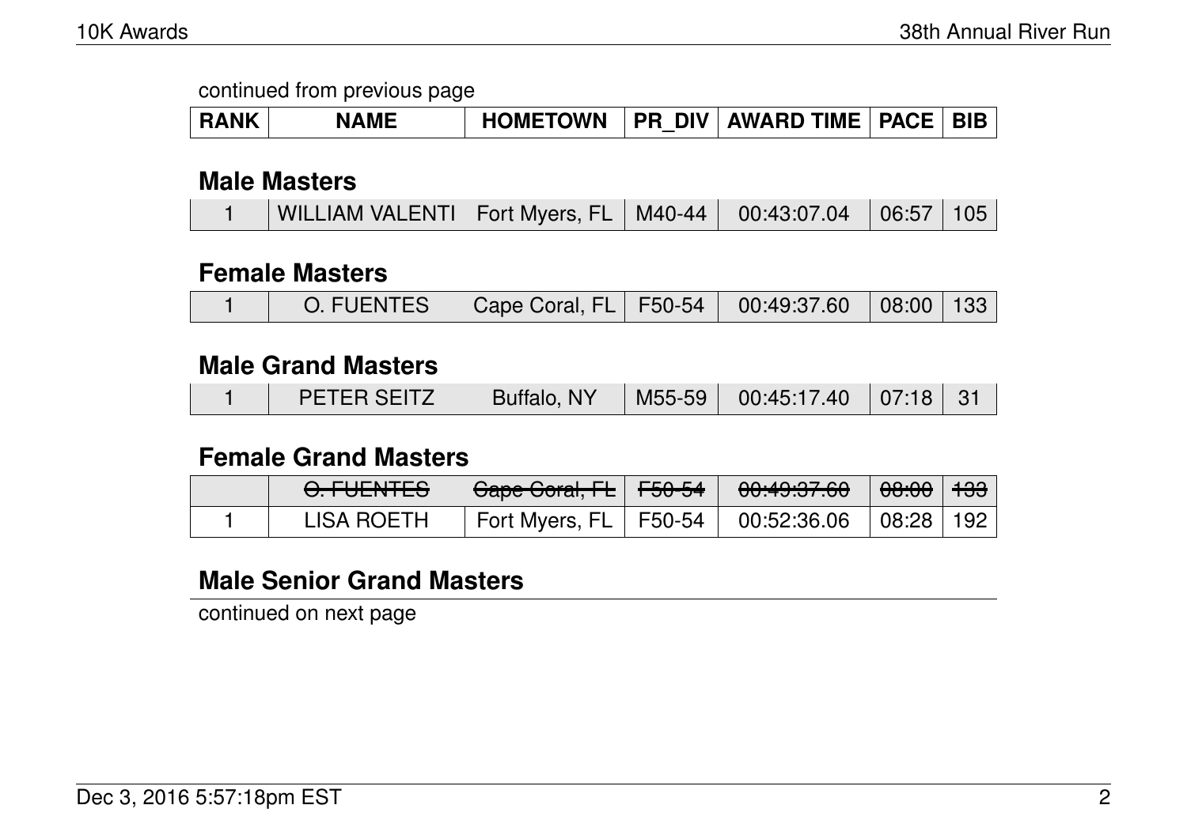continued from previous page

| RANK | NAME | HOMETOWN | PR_DIV | AWARD TIME | PACE | BIB |
|---|---|---|---|---|---|---|

## Male Masters

| RANK | NAME | HOMETOWN | PR_DIV | AWARD TIME | PACE | BIB |
|---|---|---|---|---|---|---|
| 1 | WILLIAM VALENTI | Fort Myers, FL | M40-44 | 00:43:07.04 | 06:57 | 105 |

## Female Masters

| RANK | NAME | HOMETOWN | PR_DIV | AWARD TIME | PACE | BIB |
|---|---|---|---|---|---|---|
| 1 | O. FUENTES | Cape Coral, FL | F50-54 | 00:49:37.60 | 08:00 | 133 |

## Male Grand Masters

| RANK | NAME | HOMETOWN | PR_DIV | AWARD TIME | PACE | BIB |
|---|---|---|---|---|---|---|
| 1 | PETER SEITZ | Buffalo, NY | M55-59 | 00:45:17.40 | 07:18 | 31 |

## Female Grand Masters

| RANK | NAME | HOMETOWN | PR_DIV | AWARD TIME | PACE | BIB |
|---|---|---|---|---|---|---|
| | ~~O. FUENTES~~ | ~~Cape Coral, FL~~ | ~~F50-54~~ | ~~00:49:37.60~~ | ~~08:00~~ | ~~133~~ |
| 1 | LISA ROETH | Fort Myers, FL | F50-54 | 00:52:36.06 | 08:28 | 192 |

## Male Senior Grand Masters

continued on next page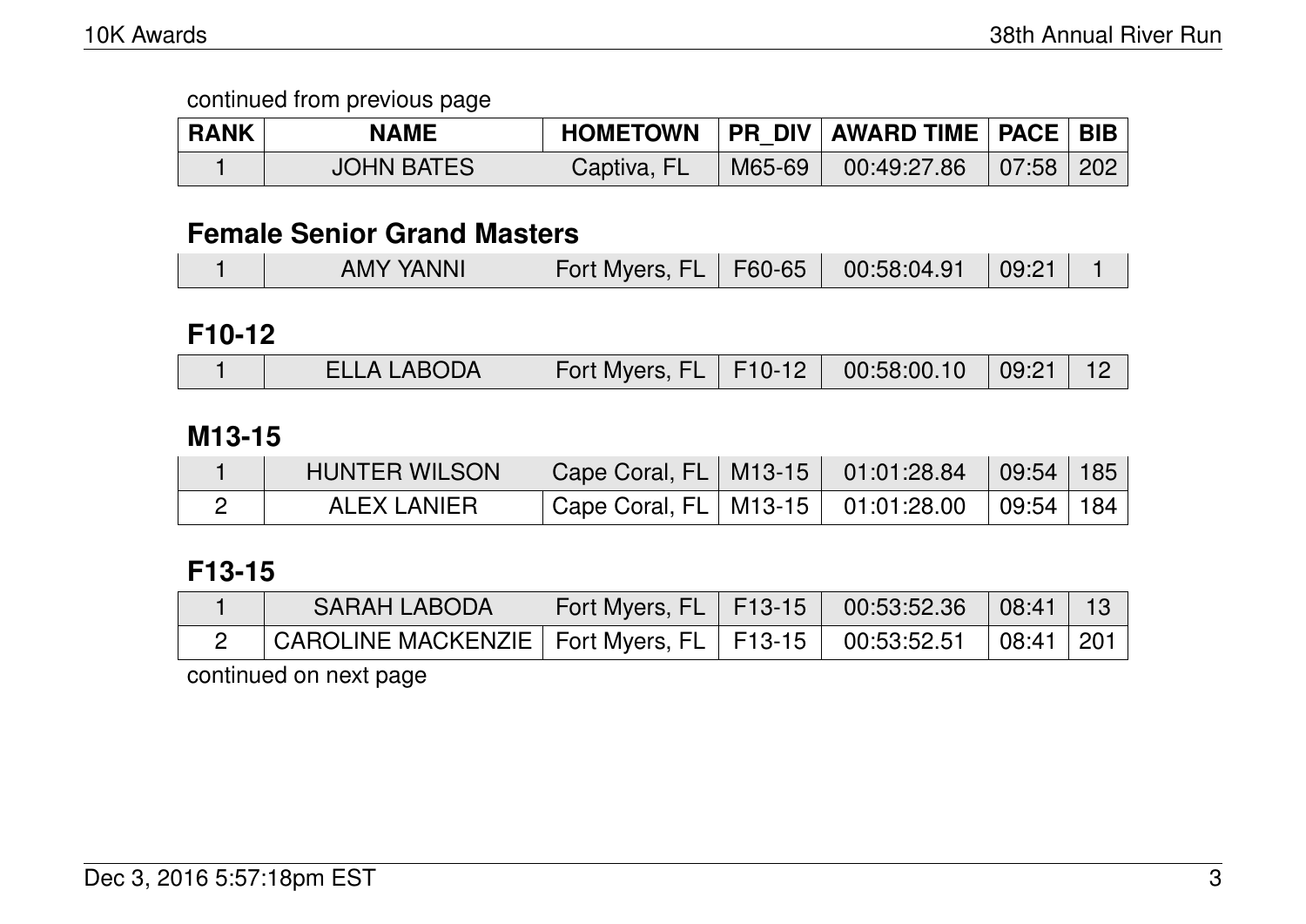continued from previous page

| RANK | NAME | HOMETOWN | PR_DIV | AWARD TIME | PACE | BIB |
|---|---|---|---|---|---|---|
| 1 | JOHN BATES | Captiva, FL | M65-69 | 00:49:27.86 | 07:58 | 202 |

## Female Senior Grand Masters

| RANK | NAME | HOMETOWN | PR_DIV | AWARD TIME | PACE | BIB |
|---|---|---|---|---|---|---|
| 1 | AMY YANNI | Fort Myers, FL | F60-65 | 00:58:04.91 | 09:21 | 1 |

## F10-12

| RANK | NAME | HOMETOWN | PR_DIV | AWARD TIME | PACE | BIB |
|---|---|---|---|---|---|---|
| 1 | ELLA LABODA | Fort Myers, FL | F10-12 | 00:58:00.10 | 09:21 | 12 |

## M13-15

| RANK | NAME | HOMETOWN | PR_DIV | AWARD TIME | PACE | BIB |
|---|---|---|---|---|---|---|
| 1 | HUNTER WILSON | Cape Coral, FL | M13-15 | 01:01:28.84 | 09:54 | 185 |
| 2 | ALEX LANIER | Cape Coral, FL | M13-15 | 01:01:28.00 | 09:54 | 184 |

## F13-15

| RANK | NAME | HOMETOWN | PR_DIV | AWARD TIME | PACE | BIB |
|---|---|---|---|---|---|---|
| 1 | SARAH LABODA | Fort Myers, FL | F13-15 | 00:53:52.36 | 08:41 | 13 |
| 2 | CAROLINE MACKENZIE | Fort Myers, FL | F13-15 | 00:53:52.51 | 08:41 | 201 |

continued on next page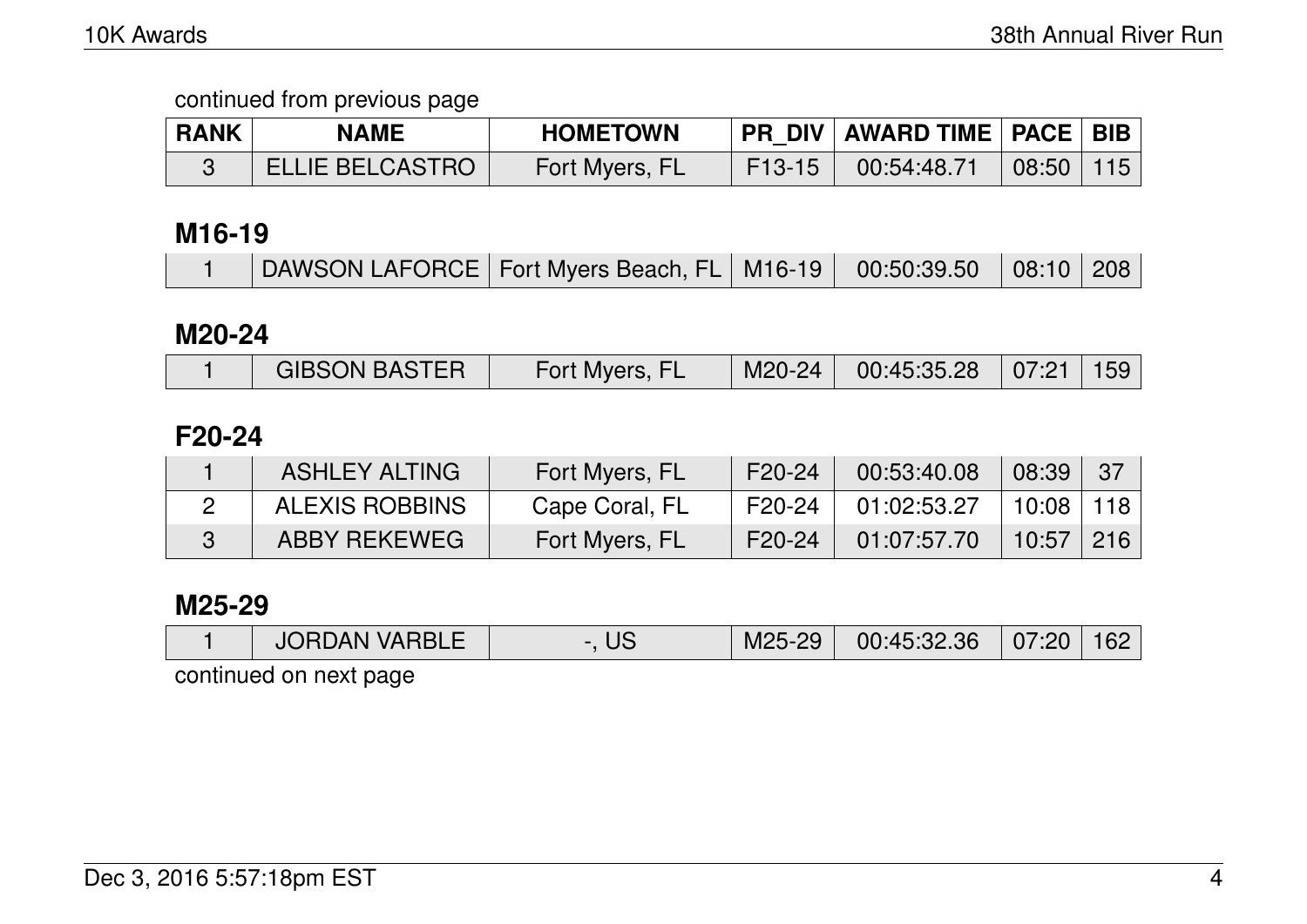continued from previous page

| RANK | NAME | HOMETOWN | PR_DIV | AWARD TIME | PACE | BIB |
|---|---|---|---|---|---|---|
| 3 | ELLIE BELCASTRO | Fort Myers, FL | F13-15 | 00:54:48.71 | 08:50 | 115 |

## M16-19

| RANK | NAME | HOMETOWN | PR_DIV | AWARD TIME | PACE | BIB |
|---|---|---|---|---|---|---|
| 1 | DAWSON LAFORCE | Fort Myers Beach, FL | M16-19 | 00:50:39.50 | 08:10 | 208 |

## M20-24

| RANK | NAME | HOMETOWN | PR_DIV | AWARD TIME | PACE | BIB |
|---|---|---|---|---|---|---|
| 1 | GIBSON BASTER | Fort Myers, FL | M20-24 | 00:45:35.28 | 07:21 | 159 |

## F20-24

| RANK | NAME | HOMETOWN | PR_DIV | AWARD TIME | PACE | BIB |
|---|---|---|---|---|---|---|
| 1 | ASHLEY ALTING | Fort Myers, FL | F20-24 | 00:53:40.08 | 08:39 | 37 |
| 2 | ALEXIS ROBBINS | Cape Coral, FL | F20-24 | 01:02:53.27 | 10:08 | 118 |
| 3 | ABBY REKEWEG | Fort Myers, FL | F20-24 | 01:07:57.70 | 10:57 | 216 |

## M25-29

| RANK | NAME | HOMETOWN | PR_DIV | AWARD TIME | PACE | BIB |
|---|---|---|---|---|---|---|
| 1 | JORDAN VARBLE | -, US | M25-29 | 00:45:32.36 | 07:20 | 162 |

continued on next page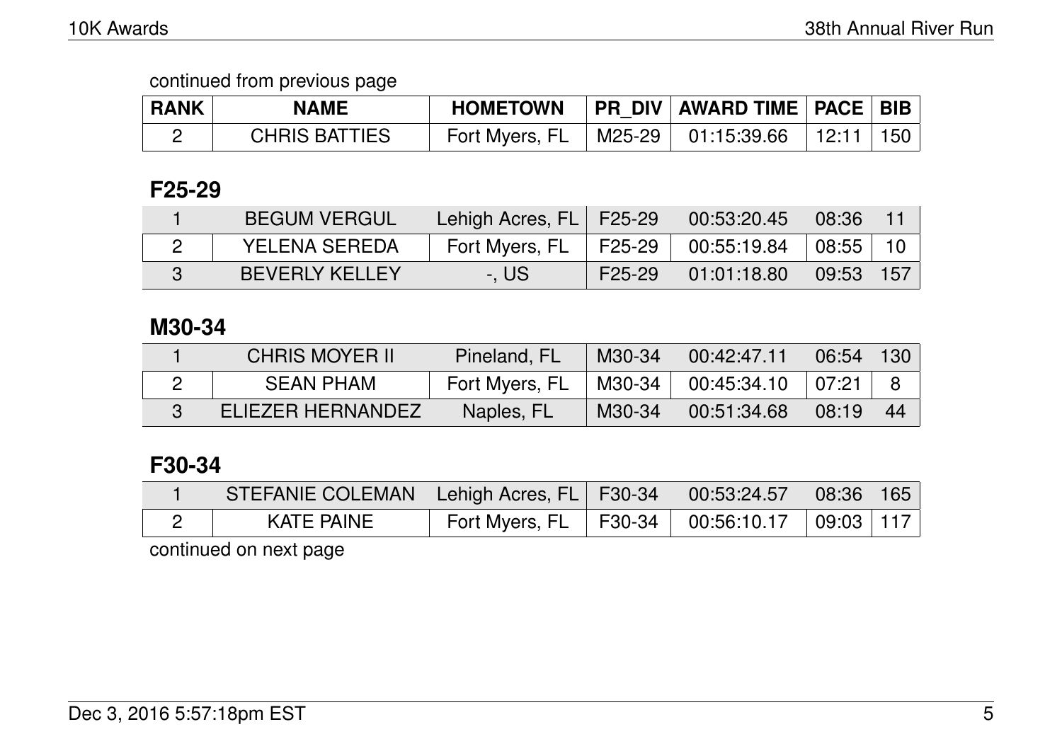continued from previous page

| RANK | NAME | HOMETOWN | PR_DIV | AWARD TIME | PACE | BIB |
|---|---|---|---|---|---|---|
| 2 | CHRIS BATTIES | Fort Myers, FL | M25-29 | 01:15:39.66 | 12:11 | 150 |

## F25-29

| RANK | NAME | HOMETOWN | PR_DIV | AWARD TIME | PACE | BIB |
|---|---|---|---|---|---|---|
| 1 | BEGUM VERGUL | Lehigh Acres, FL | F25-29 | 00:53:20.45 | 08:36 | 11 |
| 2 | YELENA SEREDA | Fort Myers, FL | F25-29 | 00:55:19.84 | 08:55 | 10 |
| 3 | BEVERLY KELLEY | -, US | F25-29 | 01:01:18.80 | 09:53 | 157 |

## M30-34

| RANK | NAME | HOMETOWN | PR_DIV | AWARD TIME | PACE | BIB |
|---|---|---|---|---|---|---|
| 1 | CHRIS MOYER II | Pineland, FL | M30-34 | 00:42:47.11 | 06:54 | 130 |
| 2 | SEAN PHAM | Fort Myers, FL | M30-34 | 00:45:34.10 | 07:21 | 8 |
| 3 | ELIEZER HERNANDEZ | Naples, FL | M30-34 | 00:51:34.68 | 08:19 | 44 |

## F30-34

| RANK | NAME | HOMETOWN | PR_DIV | AWARD TIME | PACE | BIB |
|---|---|---|---|---|---|---|
| 1 | STEFANIE COLEMAN | Lehigh Acres, FL | F30-34 | 00:53:24.57 | 08:36 | 165 |
| 2 | KATE PAINE | Fort Myers, FL | F30-34 | 00:56:10.17 | 09:03 | 117 |

continued on next page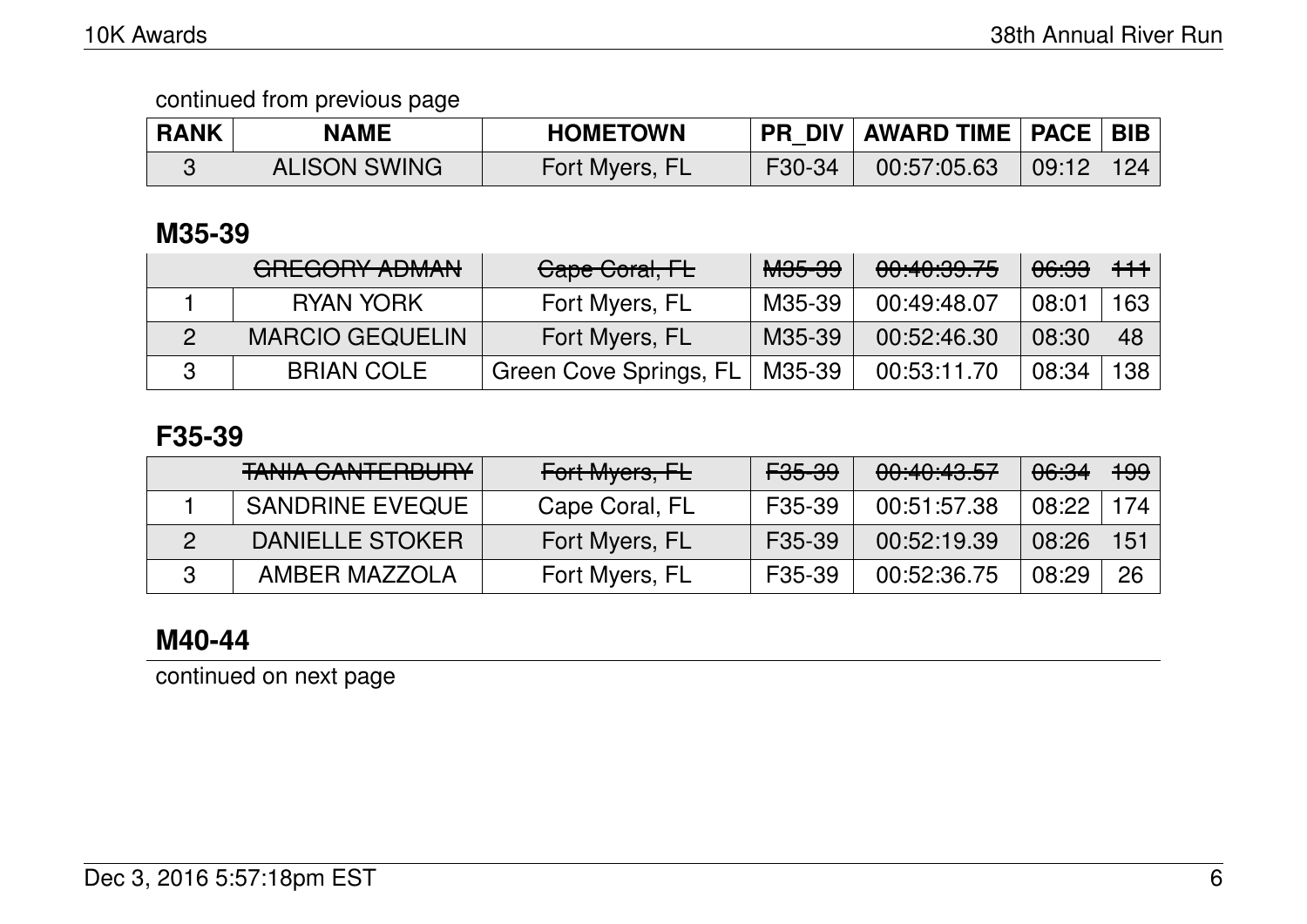continued from previous page

| RANK | NAME | HOMETOWN | PR_DIV | AWARD TIME | PACE | BIB |
|---|---|---|---|---|---|---|
| 3 | ALISON SWING | Fort Myers, FL | F30-34 | 00:57:05.63 | 09:12 | 124 |

## M35-39

| RANK | NAME | HOMETOWN | PR_DIV | AWARD TIME | PACE | BIB |
|---|---|---|---|---|---|---|
| | ~~GREGORY ADMAN~~ | ~~Cape Coral, FL~~ | ~~M35-39~~ | ~~00:40:39.75~~ | ~~06:33~~ | ~~111~~ |
| 1 | RYAN YORK | Fort Myers, FL | M35-39 | 00:49:48.07 | 08:01 | 163 |
| 2 | MARCIO GEQUELIN | Fort Myers, FL | M35-39 | 00:52:46.30 | 08:30 | 48 |
| 3 | BRIAN COLE | Green Cove Springs, FL | M35-39 | 00:53:11.70 | 08:34 | 138 |

## F35-39

| RANK | NAME | HOMETOWN | PR_DIV | AWARD TIME | PACE | BIB |
|---|---|---|---|---|---|---|
| | ~~TANIA CANTERBURY~~ | ~~Fort Myers, FL~~ | ~~F35-39~~ | ~~00:40:43.57~~ | ~~06:34~~ | ~~199~~ |
| 1 | SANDRINE EVEQUE | Cape Coral, FL | F35-39 | 00:51:57.38 | 08:22 | 174 |
| 2 | DANIELLE STOKER | Fort Myers, FL | F35-39 | 00:52:19.39 | 08:26 | 151 |
| 3 | AMBER MAZZOLA | Fort Myers, FL | F35-39 | 00:52:36.75 | 08:29 | 26 |

## M40-44

continued on next page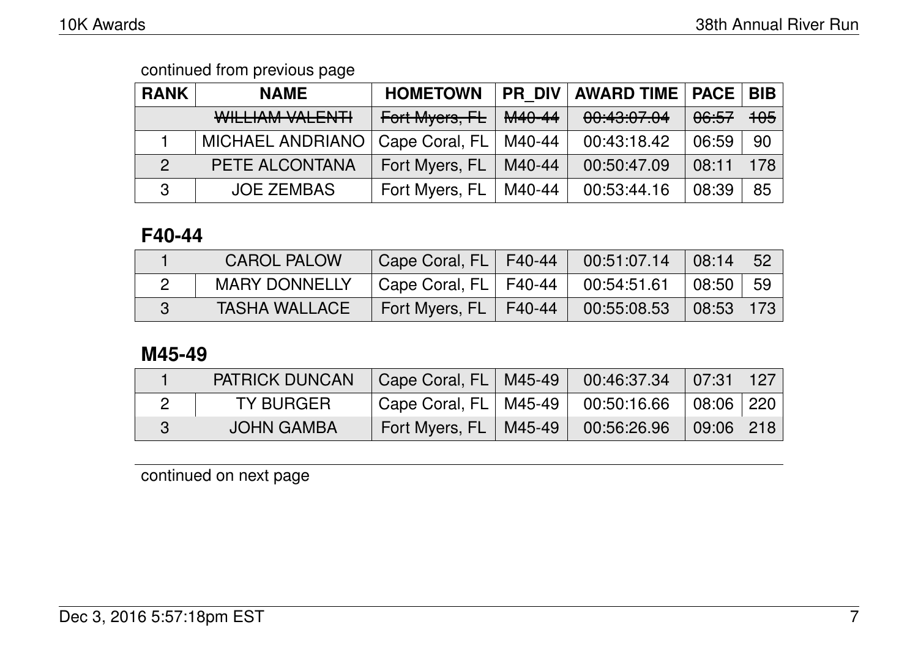continued from previous page

| RANK | NAME | HOMETOWN | PR_DIV | AWARD TIME | PACE | BIB |
|---|---|---|---|---|---|---|
| | ~~WILLIAM VALENTI~~ | ~~Fort Myers, FL~~ | ~~M40-44~~ | ~~00:43:07.04~~ | ~~06:57~~ | ~~105~~ |
| 1 | MICHAEL ANDRIANO | Cape Coral, FL | M40-44 | 00:43:18.42 | 06:59 | 90 |
| 2 | PETE ALCONTANA | Fort Myers, FL | M40-44 | 00:50:47.09 | 08:11 | 178 |
| 3 | JOE ZEMBAS | Fort Myers, FL | M40-44 | 00:53:44.16 | 08:39 | 85 |

## F40-44

| RANK | NAME | HOMETOWN | PR_DIV | AWARD TIME | PACE | BIB |
|---|---|---|---|---|---|---|
| 1 | CAROL PALOW | Cape Coral, FL | F40-44 | 00:51:07.14 | 08:14 | 52 |
| 2 | MARY DONNELLY | Cape Coral, FL | F40-44 | 00:54:51.61 | 08:50 | 59 |
| 3 | TASHA WALLACE | Fort Myers, FL | F40-44 | 00:55:08.53 | 08:53 | 173 |

## M45-49

| RANK | NAME | HOMETOWN | PR_DIV | AWARD TIME | PACE | BIB |
|---|---|---|---|---|---|---|
| 1 | PATRICK DUNCAN | Cape Coral, FL | M45-49 | 00:46:37.34 | 07:31 | 127 |
| 2 | TY BURGER | Cape Coral, FL | M45-49 | 00:50:16.66 | 08:06 | 220 |
| 3 | JOHN GAMBA | Fort Myers, FL | M45-49 | 00:56:26.96 | 09:06 | 218 |

continued on next page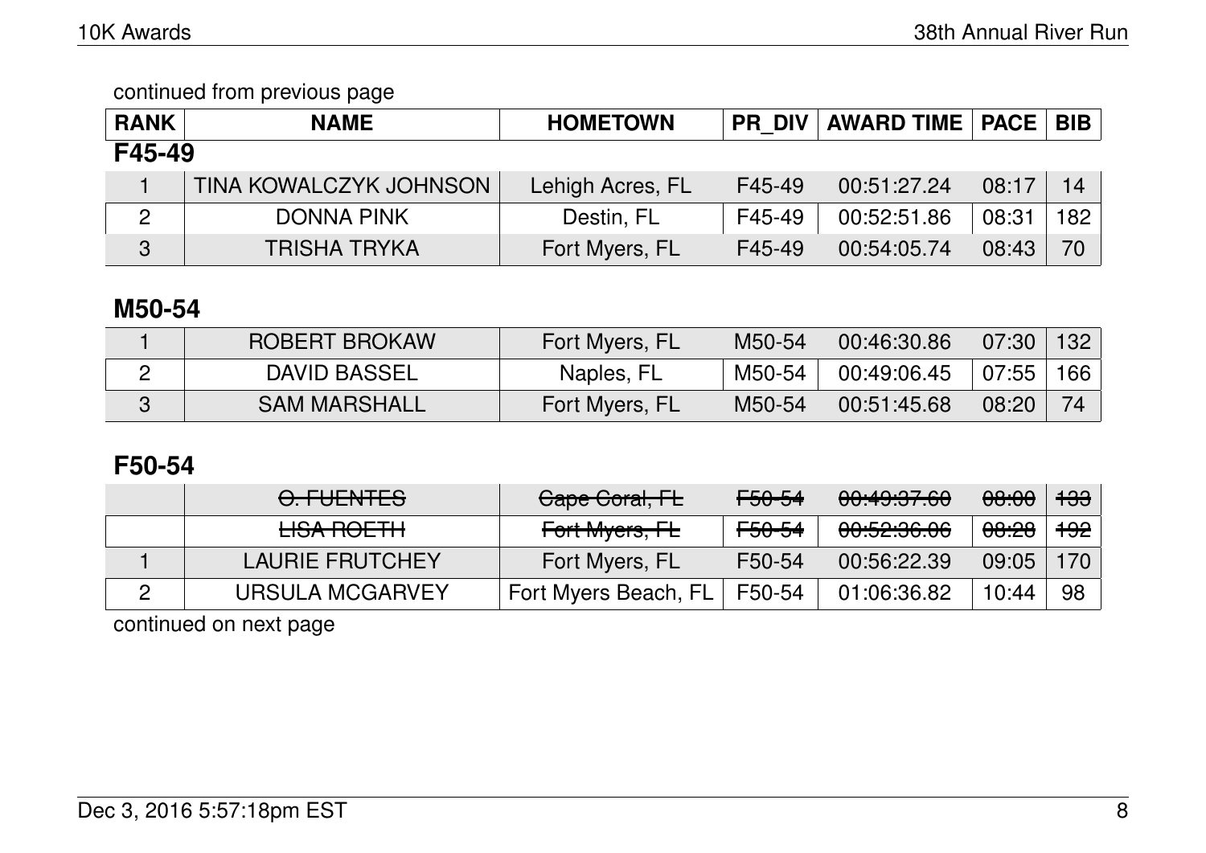continued from previous page

| RANK | NAME | HOMETOWN | PR_DIV | AWARD TIME | PACE | BIB |
|---|---|---|---|---|---|---|

**F45-49**

| RANK | NAME | HOMETOWN | PR_DIV | AWARD TIME | PACE | BIB |
|---|---|---|---|---|---|---|
| 1 | TINA KOWALCZYK JOHNSON | Lehigh Acres, FL | F45-49 | 00:51:27.24 | 08:17 | 14 |
| 2 | DONNA PINK | Destin, FL | F45-49 | 00:52:51.86 | 08:31 | 182 |
| 3 | TRISHA TRYKA | Fort Myers, FL | F45-49 | 00:54:05.74 | 08:43 | 70 |

## M50-54

| RANK | NAME | HOMETOWN | PR_DIV | AWARD TIME | PACE | BIB |
|---|---|---|---|---|---|---|
| 1 | ROBERT BROKAW | Fort Myers, FL | M50-54 | 00:46:30.86 | 07:30 | 132 |
| 2 | DAVID BASSEL | Naples, FL | M50-54 | 00:49:06.45 | 07:55 | 166 |
| 3 | SAM MARSHALL | Fort Myers, FL | M50-54 | 00:51:45.68 | 08:20 | 74 |

## F50-54

| RANK | NAME | HOMETOWN | PR_DIV | AWARD TIME | PACE | BIB |
|---|---|---|---|---|---|---|
| | ~~O. FUENTES~~ | ~~Cape Coral, FL~~ | ~~F50-54~~ | ~~00:49:37.60~~ | ~~08:00~~ | ~~133~~ |
| | ~~LISA ROETH~~ | ~~Fort Myers, FL~~ | ~~F50-54~~ | ~~00:52:36.06~~ | ~~08:28~~ | ~~192~~ |
| 1 | LAURIE FRUTCHEY | Fort Myers, FL | F50-54 | 00:56:22.39 | 09:05 | 170 |
| 2 | URSULA MCGARVEY | Fort Myers Beach, FL | F50-54 | 01:06:36.82 | 10:44 | 98 |

continued on next page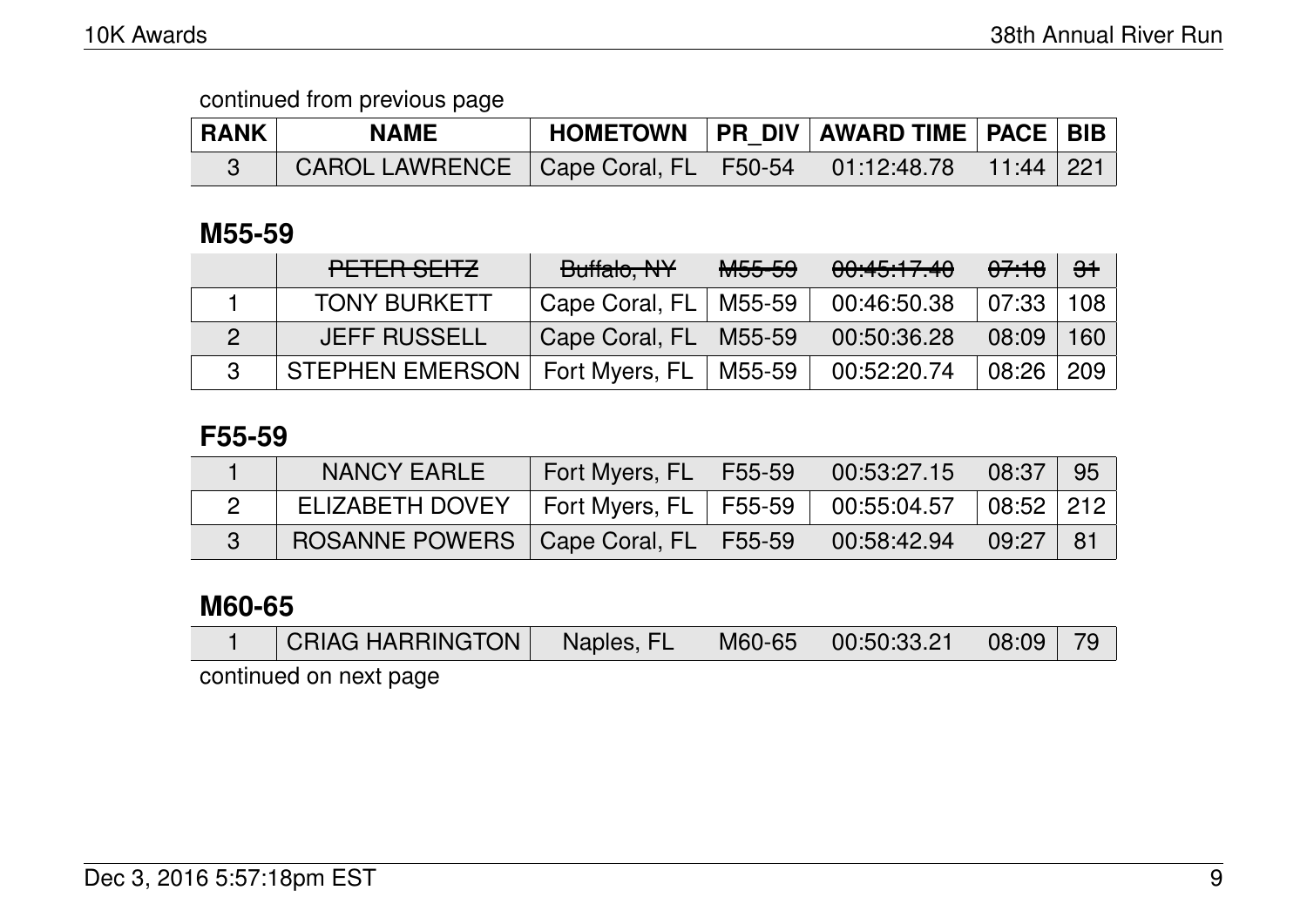continued from previous page

| RANK | NAME | HOMETOWN | PR_DIV | AWARD TIME | PACE | BIB |
|---|---|---|---|---|---|---|
| 3 | CAROL LAWRENCE | Cape Coral, FL | F50-54 | 01:12:48.78 | 11:44 | 221 |

## M55-59

| RANK | NAME | HOMETOWN | PR_DIV | AWARD TIME | PACE | BIB |
|---|---|---|---|---|---|---|
| | ~~PETER SEITZ~~ | ~~Buffalo, NY~~ | ~~M55-59~~ | ~~00:45:17.40~~ | ~~07:18~~ | ~~31~~ |
| 1 | TONY BURKETT | Cape Coral, FL | M55-59 | 00:46:50.38 | 07:33 | 108 |
| 2 | JEFF RUSSELL | Cape Coral, FL | M55-59 | 00:50:36.28 | 08:09 | 160 |
| 3 | STEPHEN EMERSON | Fort Myers, FL | M55-59 | 00:52:20.74 | 08:26 | 209 |

## F55-59

| RANK | NAME | HOMETOWN | PR_DIV | AWARD TIME | PACE | BIB |
|---|---|---|---|---|---|---|
| 1 | NANCY EARLE | Fort Myers, FL | F55-59 | 00:53:27.15 | 08:37 | 95 |
| 2 | ELIZABETH DOVEY | Fort Myers, FL | F55-59 | 00:55:04.57 | 08:52 | 212 |
| 3 | ROSANNE POWERS | Cape Coral, FL | F55-59 | 00:58:42.94 | 09:27 | 81 |

## M60-65

| RANK | NAME | HOMETOWN | PR_DIV | AWARD TIME | PACE | BIB |
|---|---|---|---|---|---|---|
| 1 | CRIAG HARRINGTON | Naples, FL | M60-65 | 00:50:33.21 | 08:09 | 79 |

continued on next page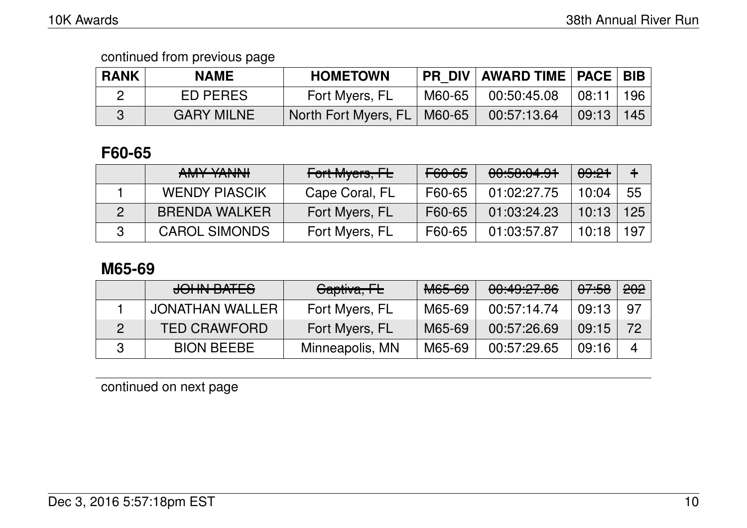continued from previous page

| RANK | NAME | HOMETOWN | PR_DIV | AWARD TIME | PACE | BIB |
|---|---|---|---|---|---|---|
| 2 | ED PERES | Fort Myers, FL | M60-65 | 00:50:45.08 | 08:11 | 196 |
| 3 | GARY MILNE | North Fort Myers, FL | M60-65 | 00:57:13.64 | 09:13 | 145 |

## F60-65

| | | | | | | |
|---|---|---|---|---|---|---|
| | ~~AMY YANNI~~ | ~~Fort Myers, FL~~ | ~~F60-65~~ | ~~00:58:04.91~~ | ~~09:21~~ | ~~1~~ |
| 1 | WENDY PIASCIK | Cape Coral, FL | F60-65 | 01:02:27.75 | 10:04 | 55 |
| 2 | BRENDA WALKER | Fort Myers, FL | F60-65 | 01:03:24.23 | 10:13 | 125 |
| 3 | CAROL SIMONDS | Fort Myers, FL | F60-65 | 01:03:57.87 | 10:18 | 197 |

## M65-69

| | | | | | | |
|---|---|---|---|---|---|---|
| | ~~JOHN BATES~~ | ~~Captiva, FL~~ | ~~M65-69~~ | ~~00:49:27.86~~ | ~~07:58~~ | ~~202~~ |
| 1 | JONATHAN WALLER | Fort Myers, FL | M65-69 | 00:57:14.74 | 09:13 | 97 |
| 2 | TED CRAWFORD | Fort Myers, FL | M65-69 | 00:57:26.69 | 09:15 | 72 |
| 3 | BION BEEBE | Minneapolis, MN | M65-69 | 00:57:29.65 | 09:16 | 4 |

continued on next page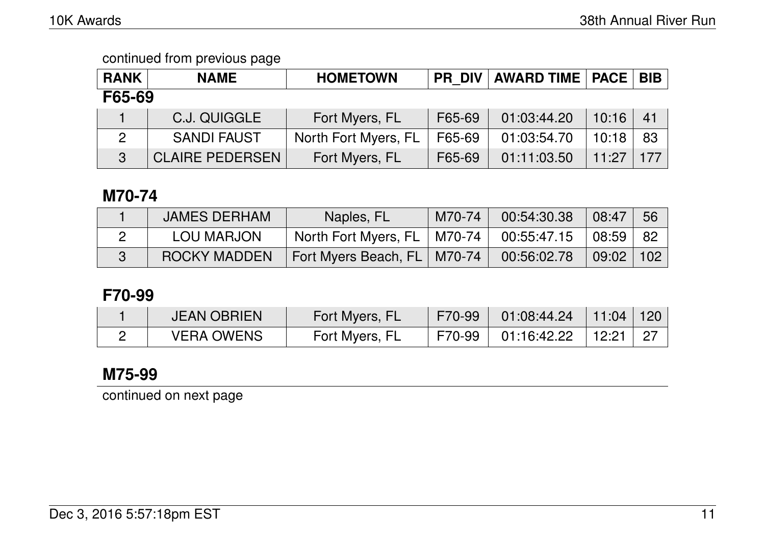continued from previous page

| RANK | NAME | HOMETOWN | PR_DIV | AWARD TIME | PACE | BIB |
|---|---|---|---|---|---|---|

### F65-69

| RANK | NAME | HOMETOWN | PR_DIV | AWARD TIME | PACE | BIB |
|---|---|---|---|---|---|---|
| 1 | C.J. QUIGGLE | Fort Myers, FL | F65-69 | 01:03:44.20 | 10:16 | 41 |
| 2 | SANDI FAUST | North Fort Myers, FL | F65-69 | 01:03:54.70 | 10:18 | 83 |
| 3 | CLAIRE PEDERSEN | Fort Myers, FL | F65-69 | 01:11:03.50 | 11:27 | 177 |

### M70-74

| RANK | NAME | HOMETOWN | PR_DIV | AWARD TIME | PACE | BIB |
|---|---|---|---|---|---|---|
| 1 | JAMES DERHAM | Naples, FL | M70-74 | 00:54:30.38 | 08:47 | 56 |
| 2 | LOU MARJON | North Fort Myers, FL | M70-74 | 00:55:47.15 | 08:59 | 82 |
| 3 | ROCKY MADDEN | Fort Myers Beach, FL | M70-74 | 00:56:02.78 | 09:02 | 102 |

### F70-99

| RANK | NAME | HOMETOWN | PR_DIV | AWARD TIME | PACE | BIB |
|---|---|---|---|---|---|---|
| 1 | JEAN OBRIEN | Fort Myers, FL | F70-99 | 01:08:44.24 | 11:04 | 120 |
| 2 | VERA OWENS | Fort Myers, FL | F70-99 | 01:16:42.22 | 12:21 | 27 |

### M75-99

continued on next page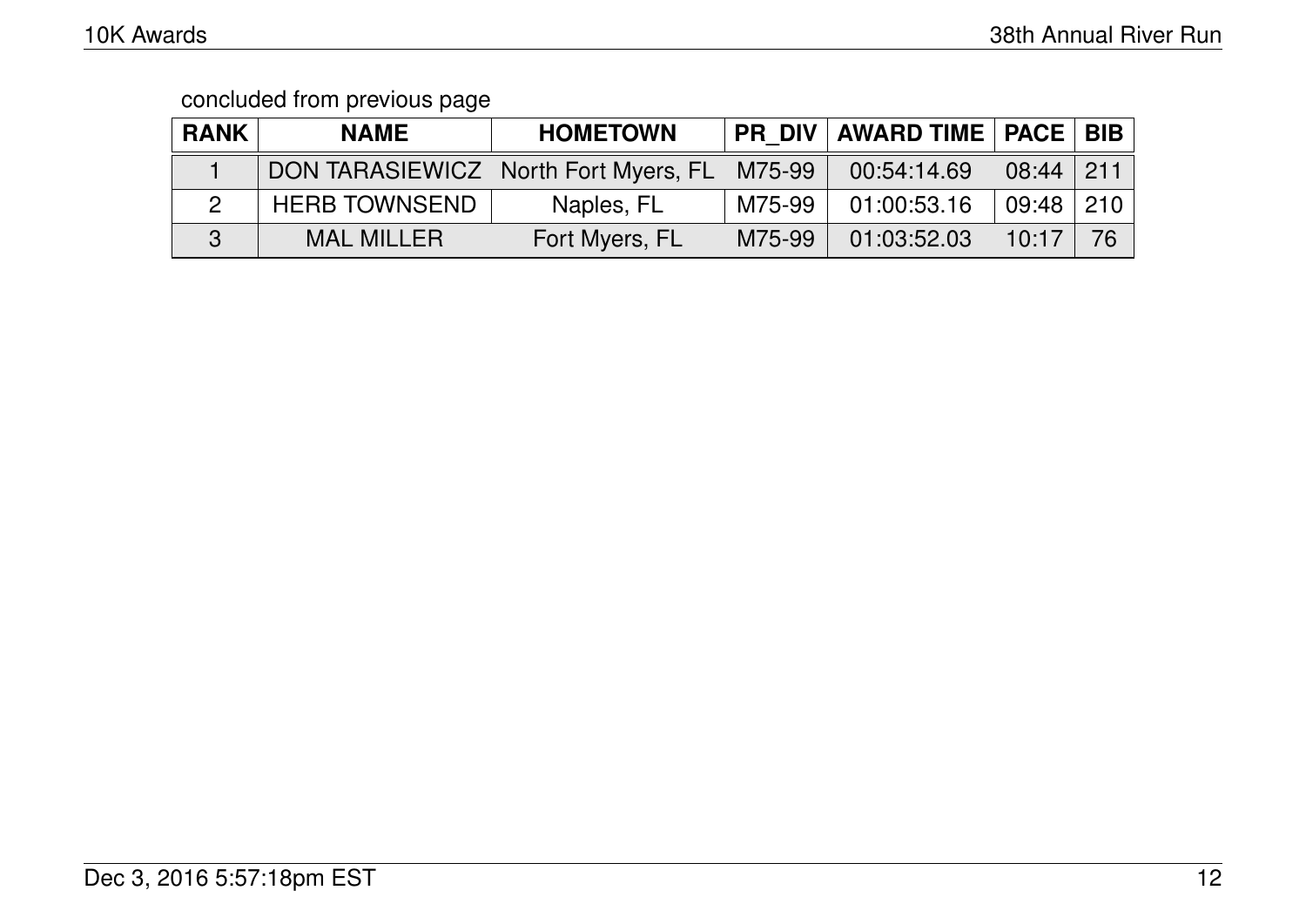concluded from previous page

| RANK | NAME | HOMETOWN | PR_DIV | AWARD TIME | PACE | BIB |
|---|---|---|---|---|---|---|
| 1 | DON TARASIEWICZ | North Fort Myers, FL | M75-99 | 00:54:14.69 | 08:44 | 211 |
| 2 | HERB TOWNSEND | Naples, FL | M75-99 | 01:00:53.16 | 09:48 | 210 |
| 3 | MAL MILLER | Fort Myers, FL | M75-99 | 01:03:52.03 | 10:17 | 76 |